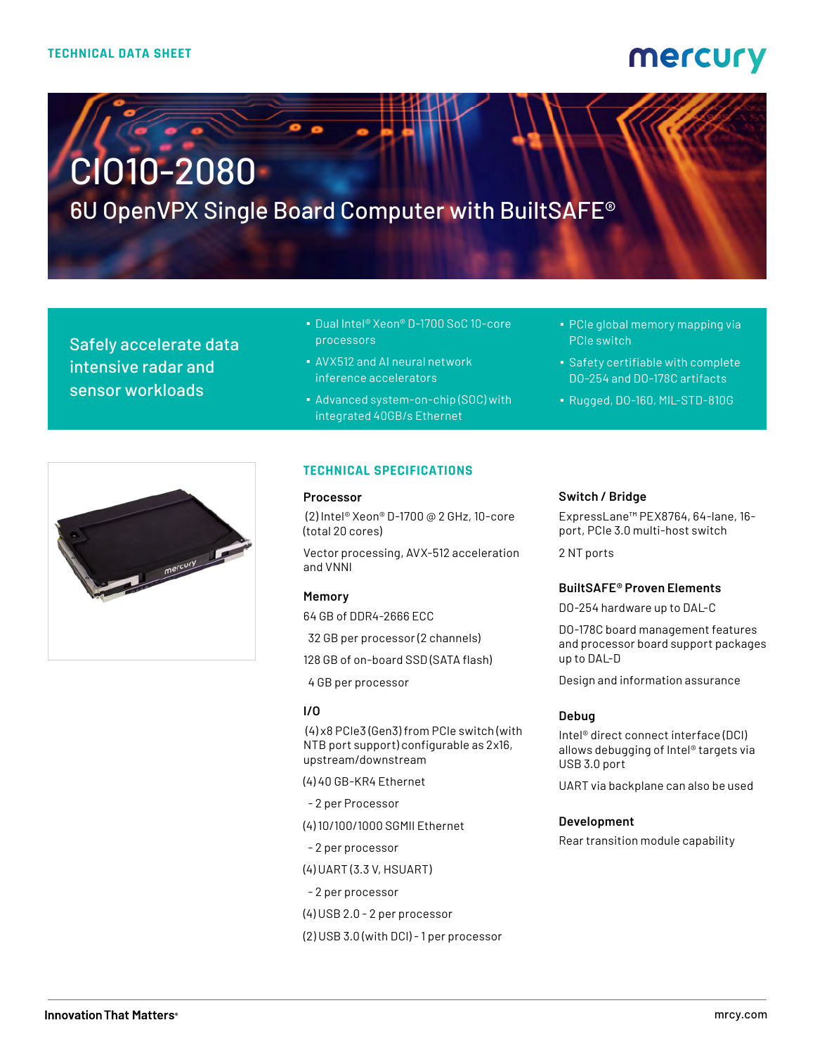TECHNICAL DATA SHEET

# CIO10-2080

## 6U OpenVPX Single Board Computer with BuiltSAFE®

**Safely accelerate data intensive radar and sensor workloads**

- Dual Intel® Xeon® D-1700 SoC 10-core processors
- AVX512 and AI neural network inference accelerators
- Advanced system-on-chip (SOC) with integrated 40GB/s Ethernet
- PCIe global memory mapping via PCIe switch
- Safety certifiable with complete DO-254 and DO-178C artifacts
- Rugged, DO-160, MIL-STD-810G

## TECHNICAL SPECIFICATIONS

### Processor

(2) Intel® Xeon® D-1700 @ 2 GHz, 10-core (total 20 cores)

Vector processing, AVX-512 acceleration and VNNI

### Memory

64 GB of DDR4-2666 ECC

32 GB per processor (2 channels)

128 GB of on-board SSD (SATA flash)

4 GB per processor

### I/O

(4) x8 PCIe3 (Gen3) from PCIe switch (with NTB port support) configurable as 2x16, upstream/downstream

(4) 40 GB-KR4 Ethernet

- 2 per Processor

(4) 10/100/1000 SGMII Ethernet

- 2 per processor

(4) UART (3.3 V, HSUART)

- 2 per processor

(4) USB 2.0 - 2 per processor

(2) USB 3.0 (with DCI) - 1 per processor

### Switch / Bridge

ExpressLane™ PEX8764, 64-lane, 16-port, PCIe 3.0 multi-host switch

2 NT ports

### BuiltSAFE® Proven Elements

DO-254 hardware up to DAL-C

DO-178C board management features and processor board support packages up to DAL-D

Design and information assurance

### Debug

Intel® direct connect interface (DCI) allows debugging of Intel® targets via USB 3.0 port

UART via backplane can also be used

### Development

Rear transition module capability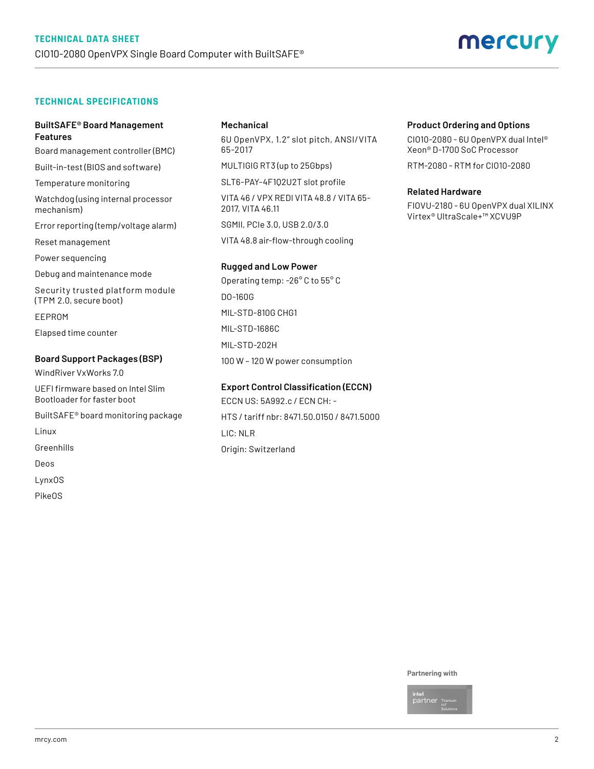## TECHNICAL SPECIFICATIONS

### BuiltSAFE® Board Management Features

Board management controller (BMC)

Built-in-test (BIOS and software)

Temperature monitoring

Watchdog (using internal processor mechanism)

Error reporting (temp/voltage alarm)

Reset management

Power sequencing

Debug and maintenance mode

Security trusted platform module (TPM 2.0, secure boot)

EEPROM

Elapsed time counter

### Board Support Packages (BSP)

WindRiver VxWorks 7.0

UEFI firmware based on Intel Slim Bootloader for faster boot

BuiltSAFE® board monitoring package

Linux

Greenhills

Deos

LynxOS

PikeOS

### Mechanical

6U OpenVPX, 1.2" slot pitch, ANSI/VITA 65-2017

MULTIGIG RT3 (up to 25Gbps)

SLT6-PAY-4F1Q2U2T slot profile

VITA 46 / VPX REDI VITA 48.8 / VITA 65-2017, VITA 46.11

SGMII, PCIe 3.0, USB 2.0/3.0

VITA 48.8 air-flow-through cooling

### Rugged and Low Power

Operating temp: -26° C to 55° C

DO-160G

MIL-STD-810G CHG1

MIL-STD-1686C

MIL-STD-202H

100 W – 120 W power consumption

### Export Control Classification (ECCN)

ECCN US: 5A992.c / ECN CH: -

HTS / tariff nbr: 8471.50.0150 / 8471.5000

LIC: NLR

Origin: Switzerland

### Product Ordering and Options

CIO10-2080 - 6U OpenVPX dual Intel® Xeon® D-1700 SoC Processor

RTM-2080 - RTM for CIO10-2080

### Related Hardware

FIOVU-2180 - 6U OpenVPX dual XILINX Virtex® UltraScale+™ XCVU9P

Partnering with

intel partner Titanium IoT Solutions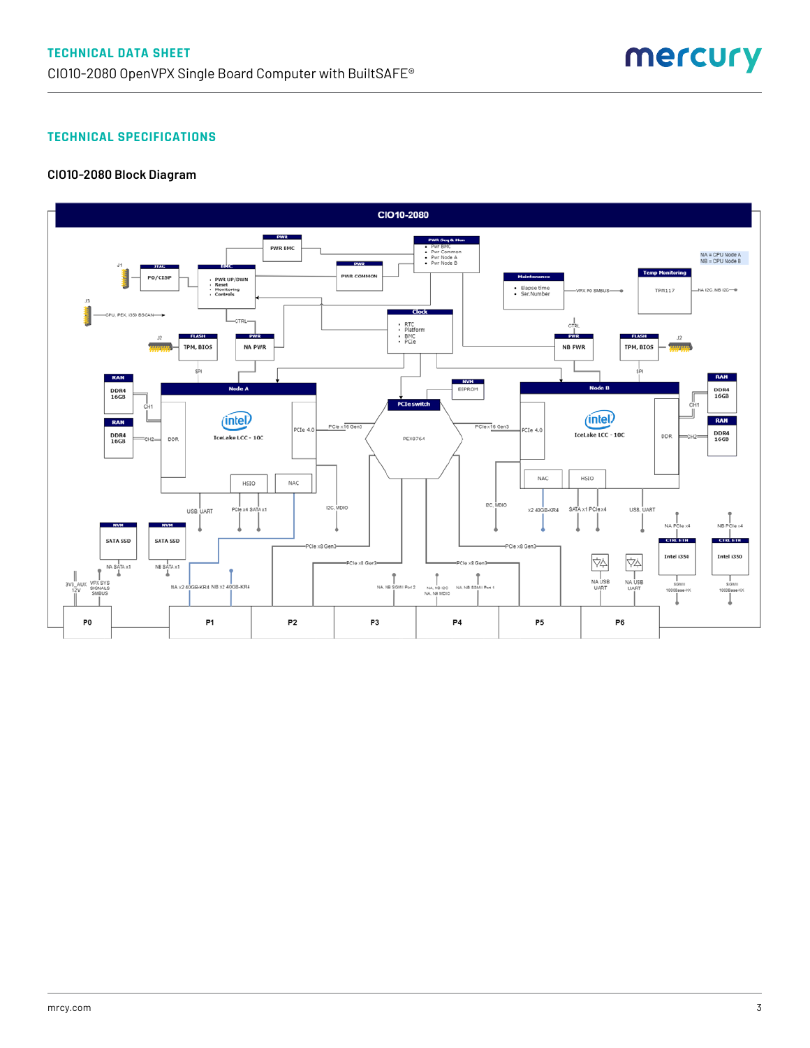## TECHNICAL SPECIFICATIONS

### CIO10-2080 Block Diagram

CIO10-2080

PWR
PWR BMC

PWR Seq & Mon
- Pwr BMC
- Pwr Common
- Pwr Node A
- Pwr Node B

NA = CPU Node A
NB = CPU Node B

J1

JTAG
P0/CISP

BMC
- PWR UP/DWN
- Reset
- Monitoring
- Controls

PWR
PWR COMMON

Maintenance
- Elapse time
- Ser.Number

VPX P0 SMBUS

Temp Monitoring
TPM117

NA I2C, NB I2C

J3

CPU, PEX, i350 BSCAN

CTRL

Clock
- RTC
- Platform
- BMC
- PCIe

CTRL

J2

FLASH
TPM, BIOS

PWR
NA PWR

PWR
NB PWR

FLASH
TPM, BIOS

J2

SPI

SPI

RAM
DDR4 16GB

Node A

NVM
EEPROM

Node B

RAM
DDR4 16GB

CH1

intel
IceLake LCC - 10C

PCIe switch

CH1

RAM
DDR4 16GB

CH2 DDR

PCIe 4.0

PCIe x16 Gen3

PEX8764

PCIe x16 Gen3

PCIe 4.0

intel
IceLake LCC - 10C

DDR CH2

RAM
DDR4 16GB

HSIO

NAC

NAC

HSIO

USB, UART

PCIe x4 SATA x1

I2C, MDIO

I2C, MDIO

x2 40GB-KR4

SATA x1 PCIe x4

USB, UART

NA PCIe x4

NB PCIe x4

NVM
SATA SSD

NVM
SATA SSD

PCIe x8 Gen3

PCIe x8 Gen3

CTRL ETH
Intel i350

CTRL ETH
Intel i350

NA SATA x1

NB SATA x1

PCIe x8 Gen3

PCIe x8 Gen3

3V3_AUX 12V

VPX SYS SIGNALS SMBUS

NA x2 40GB-KR4 NB x2 40GB-KR4

NA, NB SGMII Port 2

NA, NB I2C
NA, NB MDIO

NA, NB SGMII Port 1

NA USB UART

NA USB UART

SGMII 1000Base-KX

SGMII 1000Base-KX

P0 | P1 | P2 | P3 | P4 | P5 | P6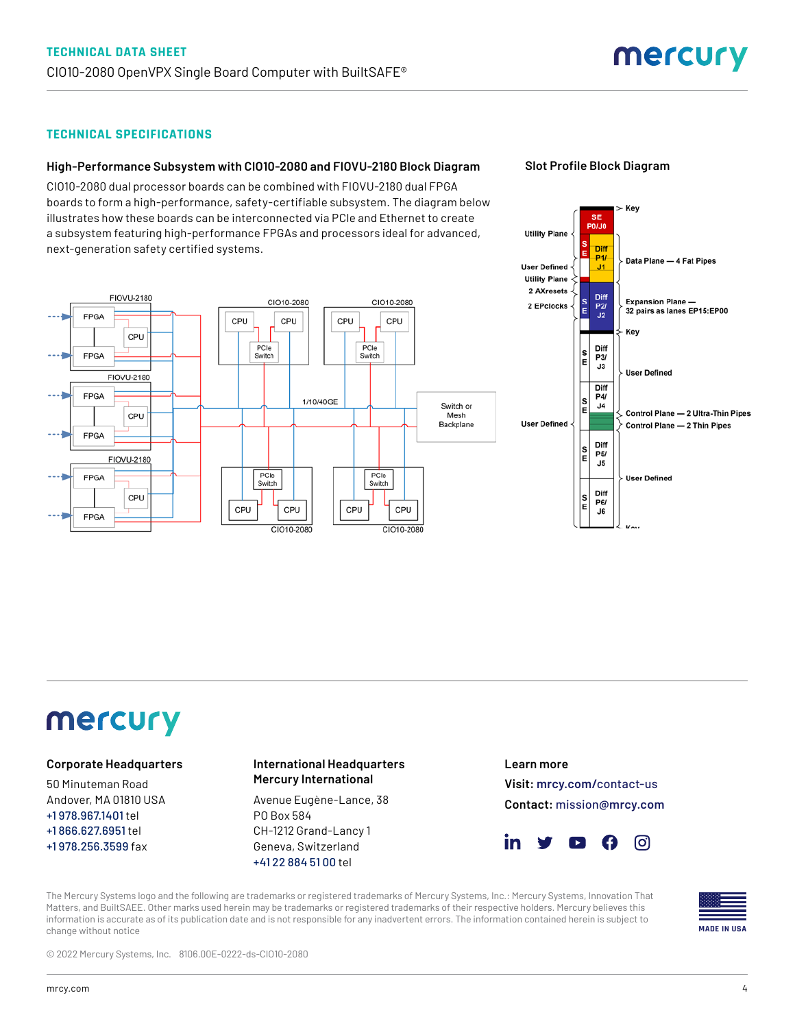## TECHNICAL SPECIFICATIONS

### High-Performance Subsystem with CIO10-2080 and FIOVU-2180 Block Diagram

CIO10-2080 dual processor boards can be combined with FIOVU-2180 dual FPGA boards to form a high-performance, safety-certifiable subsystem. The diagram below illustrates how these boards can be interconnected via PCIe and Ethernet to create a subsystem featuring high-performance FPGAs and processors ideal for advanced, next-generation safety certified systems.

FIOVU-2180
FPGA
CPU
FPGA
FIOVU-2180
FPGA
CPU
FPGA
FIOVU-2180
FPGA
CPU
FPGA
CIO10-2080
CPU
CPU
PCIe Switch
CIO10-2080
CPU
CPU
PCIe Switch
1/10/40GE
Switch or Mesh Backplane
PCIe Switch
CPU
CPU
CIO10-2080
PCIe Switch
CPU
CPU
CIO10-2080

### Slot Profile Block Diagram

Key
SE P0/J0
Utility Plane
SE
Diff P1/ J1
Data Plane — 4 Fat Pipes
User Defined
Utility Plane
2 AXresets
2 EPclocks
SE
Diff P2/ J2
Expansion Plane — 32 pairs as lanes EP15:EP00
Key
SE
Diff P3/ J3
User Defined
SE
Diff P4/ J4
Control Plane — 2 Ultra-Thin Pipes
Control Plane — 2 Thin Pipes
User Defined
SE
Diff P5/ J5
User Defined
SE
Diff P6/ J6
Key

---

**mercury**

**Corporate Headquarters**
50 Minuteman Road
Andover, MA 01810 USA
+1 978.967.1401 tel
+1 866.627.6951 tel
+1 978.256.3599 fax

**International Headquarters**
**Mercury International**
Avenue Eugène-Lance, 38
PO Box 584
CH-1212 Grand-Lancy 1
Geneva, Switzerland
+41 22 884 51 00 tel

**Learn more**
**Visit:** mrcy.com/contact-us
**Contact:** mission@mrcy.com

The Mercury Systems logo and the following are trademarks or registered trademarks of Mercury Systems, Inc.: Mercury Systems, Innovation That Matters, and BuiltSAEE. Other marks used herein may be trademarks or registered trademarks of their respective holders. Mercury believes this information is accurate as of its publication date and is not responsible for any inadvertent errors. The information contained herein is subject to change without notice

MADE IN USA

© 2022 Mercury Systems, Inc. 8106.00E-0222-ds-CIO10-2080